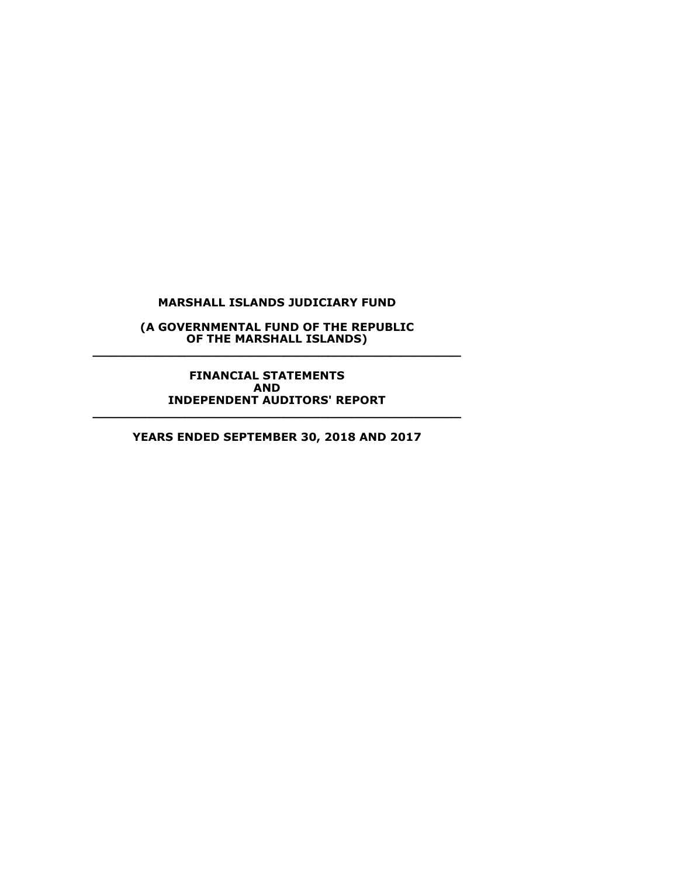# MARSHALL ISLANDS JUDICIARY FUND

**(A GOVERNMENTAL FUND OF THE REPUBLIC OF THE MARSHALL ISLANDS)**

---

## FINANCIAL STATEMENTS AND INDEPENDENT AUDITORS' REPORT

---

**YEARS ENDED SEPTEMBER 30, 2018 AND 2017**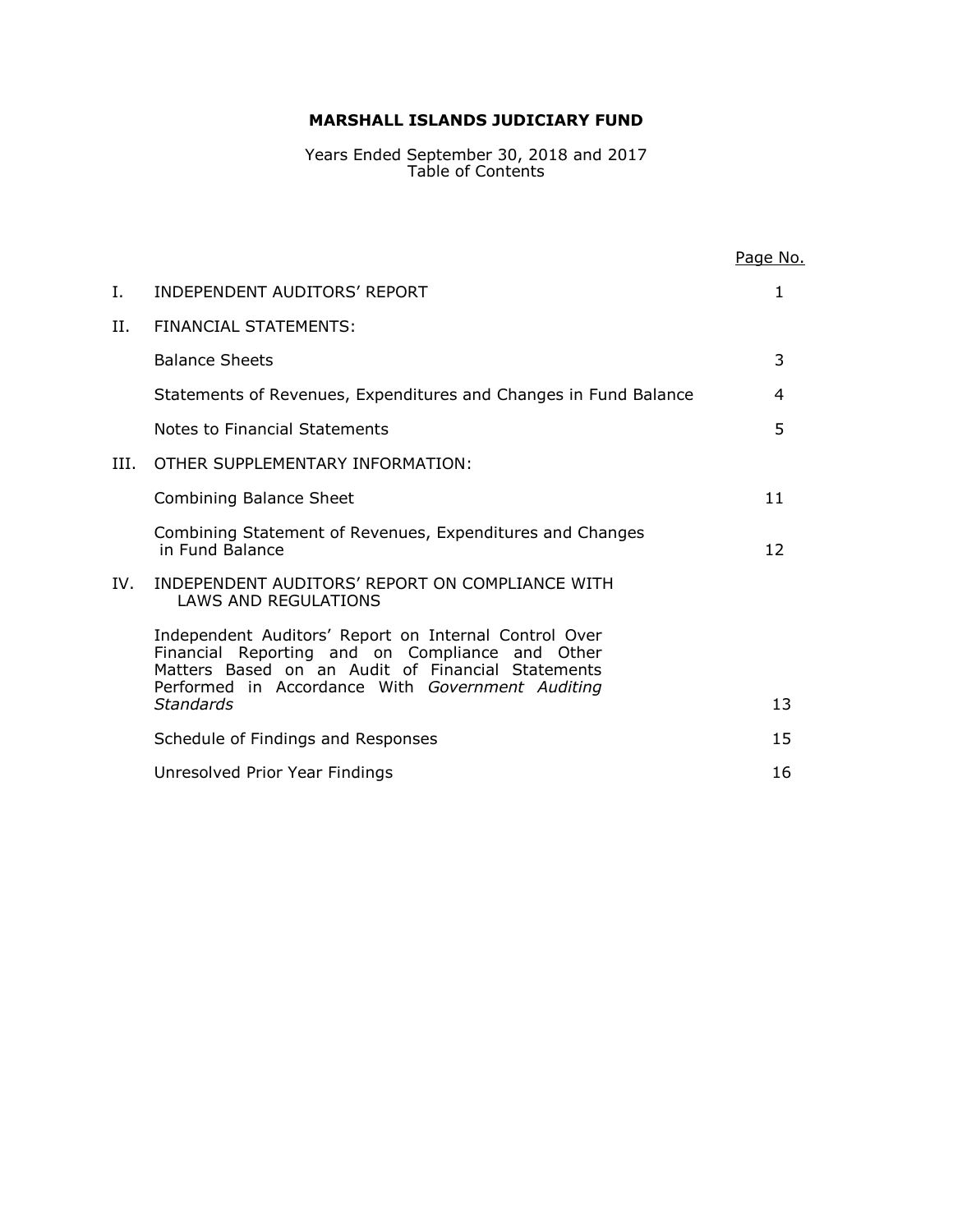# MARSHALL ISLANDS JUDICIARY FUND

Years Ended September 30, 2018 and 2017
Table of Contents

| | | Page No. |
|---|---|---|
| I. | INDEPENDENT AUDITORS' REPORT | 1 |
| II. | FINANCIAL STATEMENTS: | |
| | Balance Sheets | 3 |
| | Statements of Revenues, Expenditures and Changes in Fund Balance | 4 |
| | Notes to Financial Statements | 5 |
| III. | OTHER SUPPLEMENTARY INFORMATION: | |
| | Combining Balance Sheet | 11 |
| | Combining Statement of Revenues, Expenditures and Changes in Fund Balance | 12 |
| IV. | INDEPENDENT AUDITORS' REPORT ON COMPLIANCE WITH LAWS AND REGULATIONS | |
| | Independent Auditors' Report on Internal Control Over Financial Reporting and on Compliance and Other Matters Based on an Audit of Financial Statements Performed in Accordance With *Government Auditing Standards* | 13 |
| | Schedule of Findings and Responses | 15 |
| | Unresolved Prior Year Findings | 16 |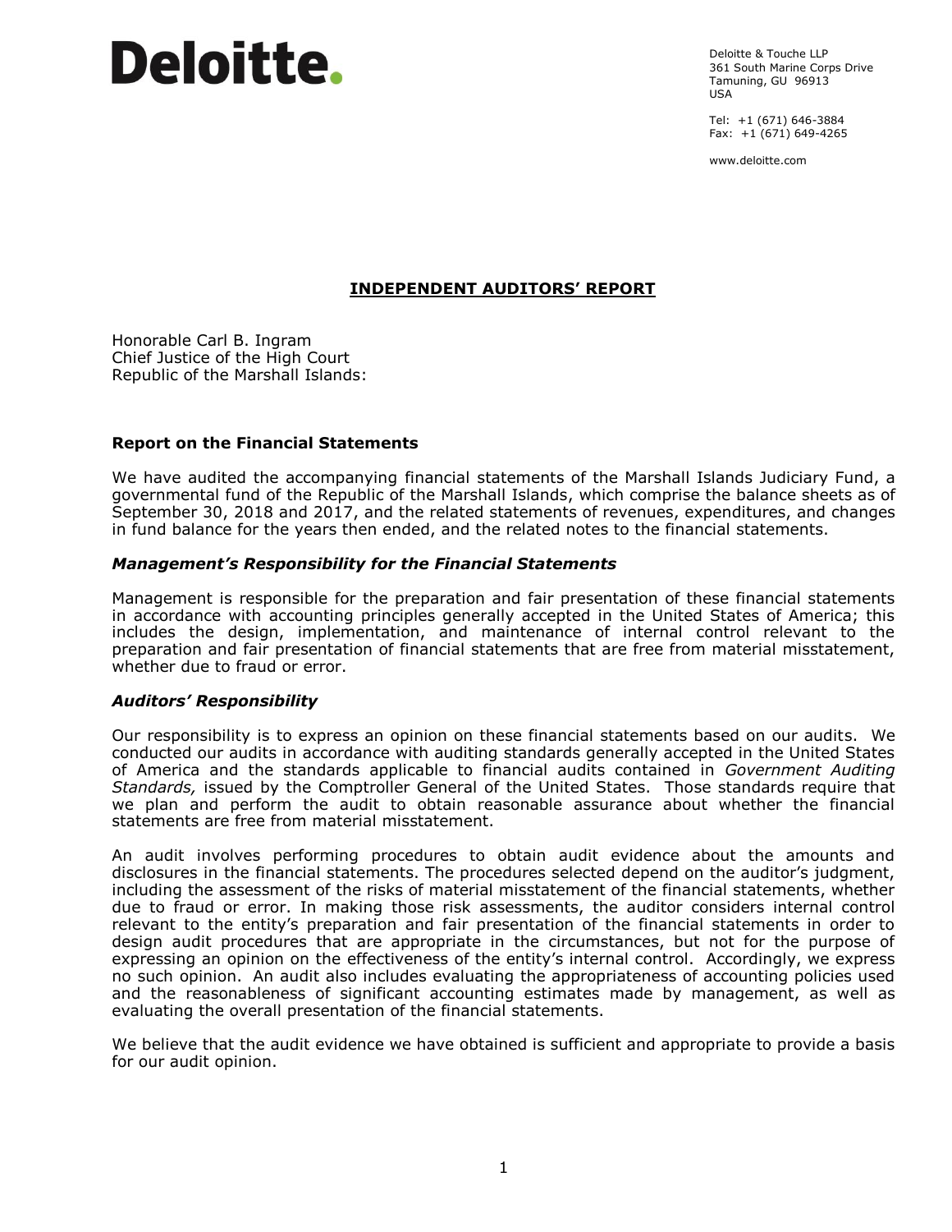# Deloitte.

Deloitte & Touche LLP
361 South Marine Corps Drive
Tamuning, GU 96913
USA

Tel: +1 (671) 646-3884
Fax: +1 (671) 649-4265

www.deloitte.com

## INDEPENDENT AUDITORS' REPORT

Honorable Carl B. Ingram
Chief Justice of the High Court
Republic of the Marshall Islands:

### Report on the Financial Statements

We have audited the accompanying financial statements of the Marshall Islands Judiciary Fund, a governmental fund of the Republic of the Marshall Islands, which comprise the balance sheets as of September 30, 2018 and 2017, and the related statements of revenues, expenditures, and changes in fund balance for the years then ended, and the related notes to the financial statements.

### *Management's Responsibility for the Financial Statements*

Management is responsible for the preparation and fair presentation of these financial statements in accordance with accounting principles generally accepted in the United States of America; this includes the design, implementation, and maintenance of internal control relevant to the preparation and fair presentation of financial statements that are free from material misstatement, whether due to fraud or error.

### *Auditors' Responsibility*

Our responsibility is to express an opinion on these financial statements based on our audits. We conducted our audits in accordance with auditing standards generally accepted in the United States of America and the standards applicable to financial audits contained in *Government Auditing Standards,* issued by the Comptroller General of the United States. Those standards require that we plan and perform the audit to obtain reasonable assurance about whether the financial statements are free from material misstatement.

An audit involves performing procedures to obtain audit evidence about the amounts and disclosures in the financial statements. The procedures selected depend on the auditor's judgment, including the assessment of the risks of material misstatement of the financial statements, whether due to fraud or error. In making those risk assessments, the auditor considers internal control relevant to the entity's preparation and fair presentation of the financial statements in order to design audit procedures that are appropriate in the circumstances, but not for the purpose of expressing an opinion on the effectiveness of the entity's internal control. Accordingly, we express no such opinion. An audit also includes evaluating the appropriateness of accounting policies used and the reasonableness of significant accounting estimates made by management, as well as evaluating the overall presentation of the financial statements.

We believe that the audit evidence we have obtained is sufficient and appropriate to provide a basis for our audit opinion.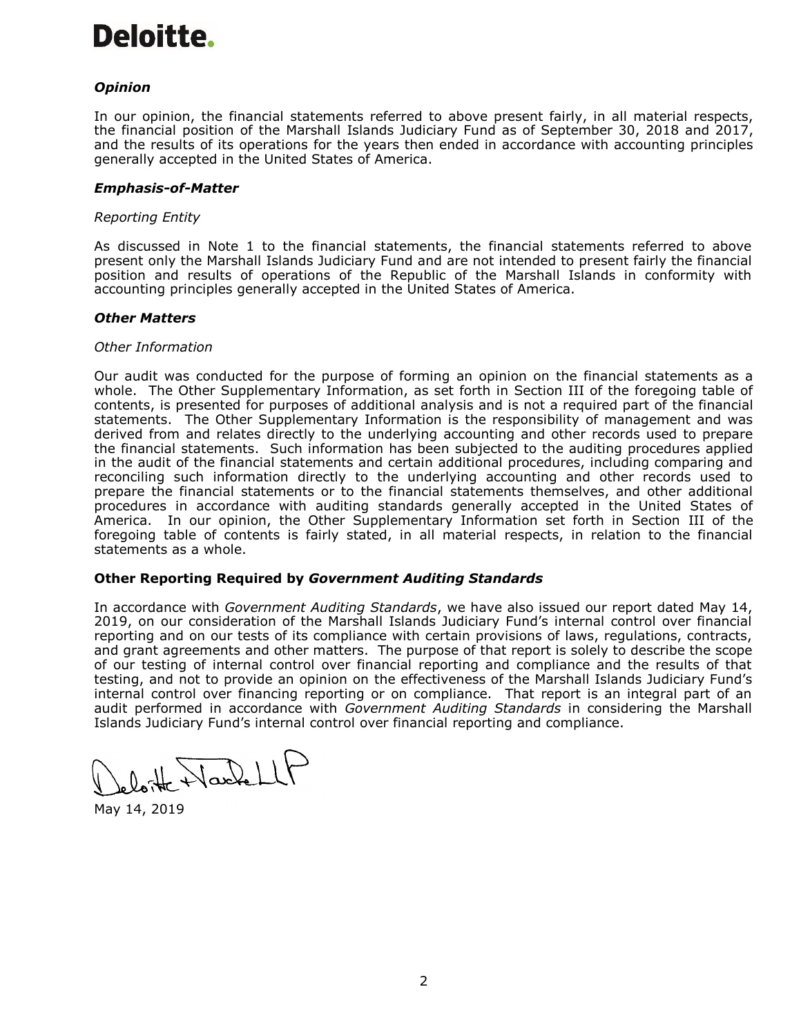**Deloitte.**

***Opinion***

In our opinion, the financial statements referred to above present fairly, in all material respects, the financial position of the Marshall Islands Judiciary Fund as of September 30, 2018 and 2017, and the results of its operations for the years then ended in accordance with accounting principles generally accepted in the United States of America.

***Emphasis-of-Matter***

*Reporting Entity*

As discussed in Note 1 to the financial statements, the financial statements referred to above present only the Marshall Islands Judiciary Fund and are not intended to present fairly the financial position and results of operations of the Republic of the Marshall Islands in conformity with accounting principles generally accepted in the United States of America.

***Other Matters***

*Other Information*

Our audit was conducted for the purpose of forming an opinion on the financial statements as a whole. The Other Supplementary Information, as set forth in Section III of the foregoing table of contents, is presented for purposes of additional analysis and is not a required part of the financial statements. The Other Supplementary Information is the responsibility of management and was derived from and relates directly to the underlying accounting and other records used to prepare the financial statements. Such information has been subjected to the auditing procedures applied in the audit of the financial statements and certain additional procedures, including comparing and reconciling such information directly to the underlying accounting and other records used to prepare the financial statements or to the financial statements themselves, and other additional procedures in accordance with auditing standards generally accepted in the United States of America. In our opinion, the Other Supplementary Information set forth in Section III of the foregoing table of contents is fairly stated, in all material respects, in relation to the financial statements as a whole.

**Other Reporting Required by *Government Auditing Standards***

In accordance with *Government Auditing Standards*, we have also issued our report dated May 14, 2019, on our consideration of the Marshall Islands Judiciary Fund's internal control over financial reporting and on our tests of its compliance with certain provisions of laws, regulations, contracts, and grant agreements and other matters. The purpose of that report is solely to describe the scope of our testing of internal control over financial reporting and compliance and the results of that testing, and not to provide an opinion on the effectiveness of the Marshall Islands Judiciary Fund's internal control over financing reporting or on compliance. That report is an integral part of an audit performed in accordance with *Government Auditing Standards* in considering the Marshall Islands Judiciary Fund's internal control over financial reporting and compliance.

Deloitte & Touche LLP

May 14, 2019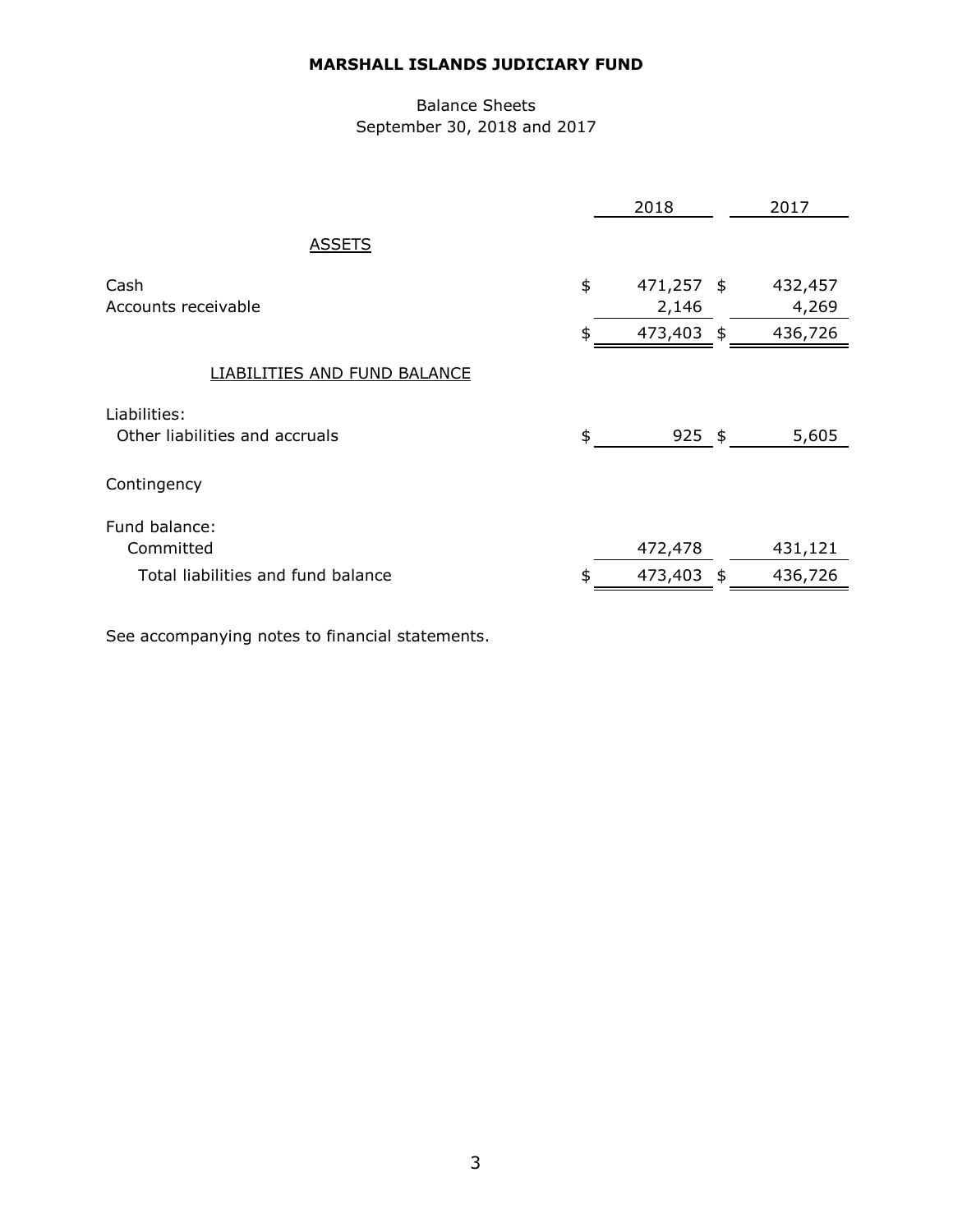**MARSHALL ISLANDS JUDICIARY FUND**

Balance Sheets
September 30, 2018 and 2017

| | 2018 | 2017 |
|---|---|---|
| ASSETS | | |
| Cash | $ 471,257 | $ 432,457 |
| Accounts receivable | 2,146 | 4,269 |
| | $ 473,403 | $ 436,726 |
| LIABILITIES AND FUND BALANCE | | |
| Liabilities: | | |
| Other liabilities and accruals | $ 925 | $ 5,605 |
| Contingency | | |
| Fund balance: | | |
| Committed | 472,478 | 431,121 |
| Total liabilities and fund balance | $ 473,403 | $ 436,726 |

See accompanying notes to financial statements.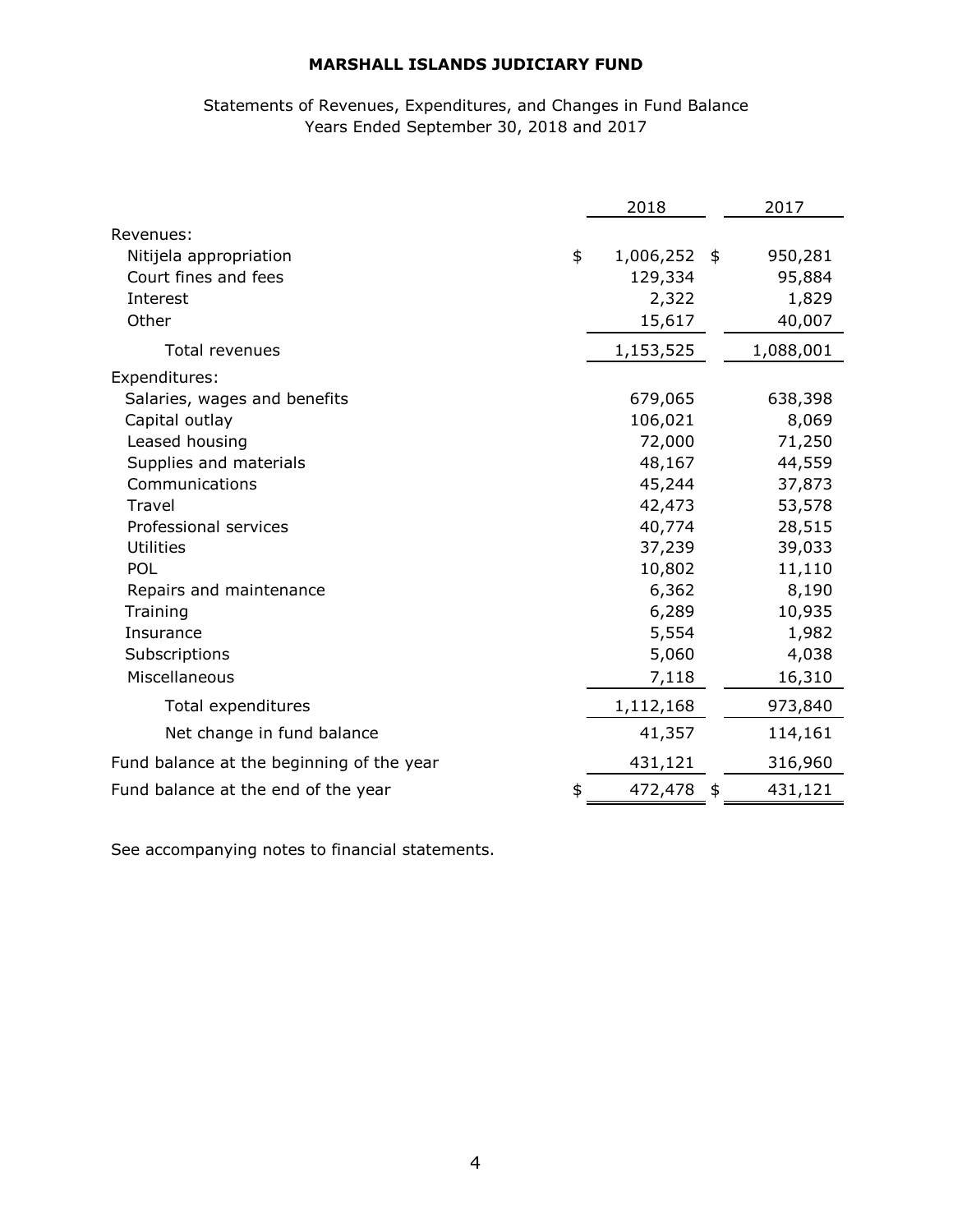# MARSHALL ISLANDS JUDICIARY FUND

Statements of Revenues, Expenditures, and Changes in Fund Balance
Years Ended September 30, 2018 and 2017

| | 2018 | 2017 |
|---|---|---|
| Revenues: | | |
| Nitijela appropriation | $ 1,006,252 | $ 950,281 |
| Court fines and fees | 129,334 | 95,884 |
| Interest | 2,322 | 1,829 |
| Other | 15,617 | 40,007 |
| Total revenues | 1,153,525 | 1,088,001 |
| Expenditures: | | |
| Salaries, wages and benefits | 679,065 | 638,398 |
| Capital outlay | 106,021 | 8,069 |
| Leased housing | 72,000 | 71,250 |
| Supplies and materials | 48,167 | 44,559 |
| Communications | 45,244 | 37,873 |
| Travel | 42,473 | 53,578 |
| Professional services | 40,774 | 28,515 |
| Utilities | 37,239 | 39,033 |
| POL | 10,802 | 11,110 |
| Repairs and maintenance | 6,362 | 8,190 |
| Training | 6,289 | 10,935 |
| Insurance | 5,554 | 1,982 |
| Subscriptions | 5,060 | 4,038 |
| Miscellaneous | 7,118 | 16,310 |
| Total expenditures | 1,112,168 | 973,840 |
| Net change in fund balance | 41,357 | 114,161 |
| Fund balance at the beginning of the year | 431,121 | 316,960 |
| Fund balance at the end of the year | $ 472,478 | $ 431,121 |

See accompanying notes to financial statements.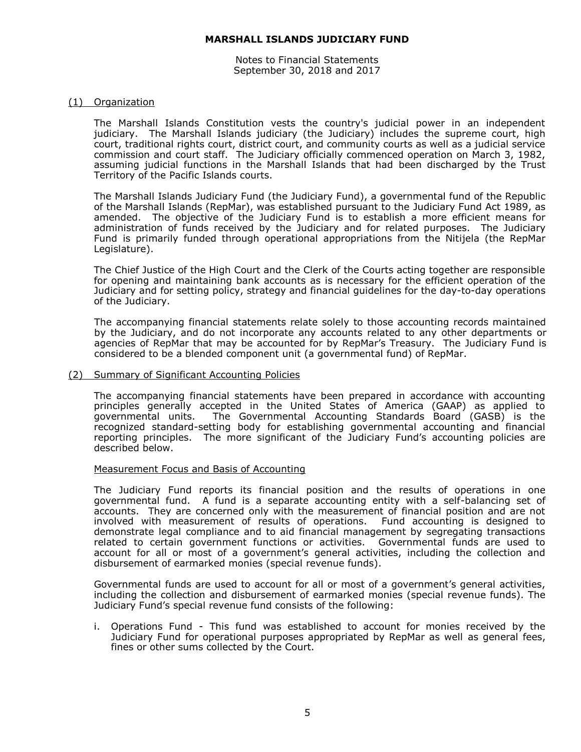**MARSHALL ISLANDS JUDICIARY FUND**

Notes to Financial Statements
September 30, 2018 and 2017

## (1) Organization

The Marshall Islands Constitution vests the country's judicial power in an independent judiciary. The Marshall Islands judiciary (the Judiciary) includes the supreme court, high court, traditional rights court, district court, and community courts as well as a judicial service commission and court staff. The Judiciary officially commenced operation on March 3, 1982, assuming judicial functions in the Marshall Islands that had been discharged by the Trust Territory of the Pacific Islands courts.

The Marshall Islands Judiciary Fund (the Judiciary Fund), a governmental fund of the Republic of the Marshall Islands (RepMar), was established pursuant to the Judiciary Fund Act 1989, as amended. The objective of the Judiciary Fund is to establish a more efficient means for administration of funds received by the Judiciary and for related purposes. The Judiciary Fund is primarily funded through operational appropriations from the Nitijela (the RepMar Legislature).

The Chief Justice of the High Court and the Clerk of the Courts acting together are responsible for opening and maintaining bank accounts as is necessary for the efficient operation of the Judiciary and for setting policy, strategy and financial guidelines for the day-to-day operations of the Judiciary.

The accompanying financial statements relate solely to those accounting records maintained by the Judiciary, and do not incorporate any accounts related to any other departments or agencies of RepMar that may be accounted for by RepMar's Treasury. The Judiciary Fund is considered to be a blended component unit (a governmental fund) of RepMar.

## (2) Summary of Significant Accounting Policies

The accompanying financial statements have been prepared in accordance with accounting principles generally accepted in the United States of America (GAAP) as applied to governmental units. The Governmental Accounting Standards Board (GASB) is the recognized standard-setting body for establishing governmental accounting and financial reporting principles. The more significant of the Judiciary Fund's accounting policies are described below.

### Measurement Focus and Basis of Accounting

The Judiciary Fund reports its financial position and the results of operations in one governmental fund. A fund is a separate accounting entity with a self-balancing set of accounts. They are concerned only with the measurement of financial position and are not involved with measurement of results of operations. Fund accounting is designed to demonstrate legal compliance and to aid financial management by segregating transactions related to certain government functions or activities. Governmental funds are used to account for all or most of a government's general activities, including the collection and disbursement of earmarked monies (special revenue funds).

Governmental funds are used to account for all or most of a government's general activities, including the collection and disbursement of earmarked monies (special revenue funds). The Judiciary Fund's special revenue fund consists of the following:

i. Operations Fund - This fund was established to account for monies received by the Judiciary Fund for operational purposes appropriated by RepMar as well as general fees, fines or other sums collected by the Court.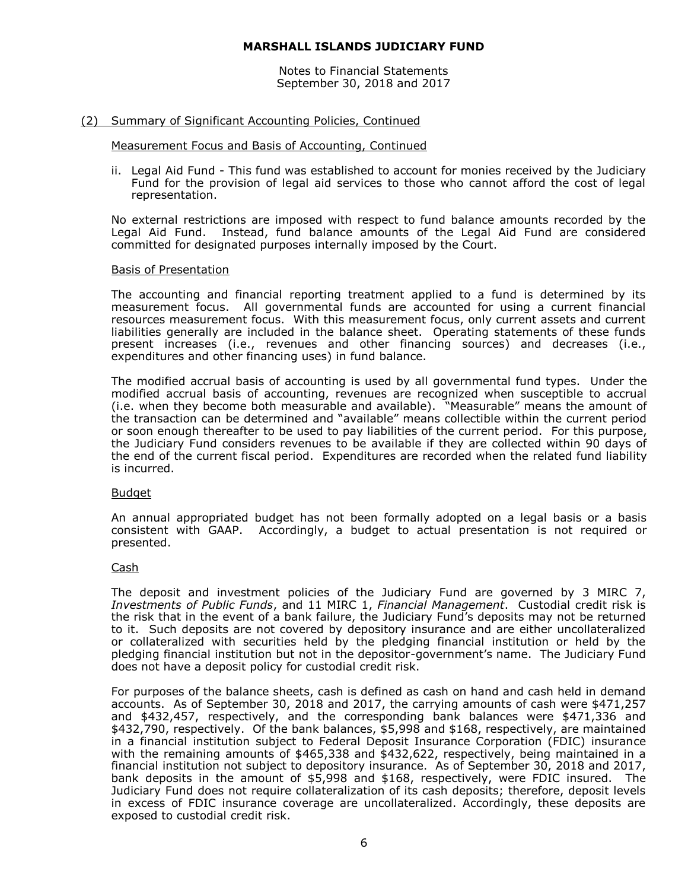## (2) Summary of Significant Accounting Policies, Continued

### Measurement Focus and Basis of Accounting, Continued

ii. Legal Aid Fund - This fund was established to account for monies received by the Judiciary Fund for the provision of legal aid services to those who cannot afford the cost of legal representation.

No external restrictions are imposed with respect to fund balance amounts recorded by the Legal Aid Fund. Instead, fund balance amounts of the Legal Aid Fund are considered committed for designated purposes internally imposed by the Court.

### Basis of Presentation

The accounting and financial reporting treatment applied to a fund is determined by its measurement focus. All governmental funds are accounted for using a current financial resources measurement focus. With this measurement focus, only current assets and current liabilities generally are included in the balance sheet. Operating statements of these funds present increases (i.e., revenues and other financing sources) and decreases (i.e., expenditures and other financing uses) in fund balance.

The modified accrual basis of accounting is used by all governmental fund types. Under the modified accrual basis of accounting, revenues are recognized when susceptible to accrual (i.e. when they become both measurable and available). "Measurable" means the amount of the transaction can be determined and "available" means collectible within the current period or soon enough thereafter to be used to pay liabilities of the current period. For this purpose, the Judiciary Fund considers revenues to be available if they are collected within 90 days of the end of the current fiscal period. Expenditures are recorded when the related fund liability is incurred.

### Budget

An annual appropriated budget has not been formally adopted on a legal basis or a basis consistent with GAAP. Accordingly, a budget to actual presentation is not required or presented.

### Cash

The deposit and investment policies of the Judiciary Fund are governed by 3 MIRC 7, *Investments of Public Funds*, and 11 MIRC 1, *Financial Management*. Custodial credit risk is the risk that in the event of a bank failure, the Judiciary Fund's deposits may not be returned to it. Such deposits are not covered by depository insurance and are either uncollateralized or collateralized with securities held by the pledging financial institution or held by the pledging financial institution but not in the depositor-government's name. The Judiciary Fund does not have a deposit policy for custodial credit risk.

For purposes of the balance sheets, cash is defined as cash on hand and cash held in demand accounts. As of September 30, 2018 and 2017, the carrying amounts of cash were $471,257 and $432,457, respectively, and the corresponding bank balances were $471,336 and $432,790, respectively. Of the bank balances, $5,998 and $168, respectively, are maintained in a financial institution subject to Federal Deposit Insurance Corporation (FDIC) insurance with the remaining amounts of $465,338 and $432,622, respectively, being maintained in a financial institution not subject to depository insurance. As of September 30, 2018 and 2017, bank deposits in the amount of $5,998 and $168, respectively, were FDIC insured. The Judiciary Fund does not require collateralization of its cash deposits; therefore, deposit levels in excess of FDIC insurance coverage are uncollateralized. Accordingly, these deposits are exposed to custodial credit risk.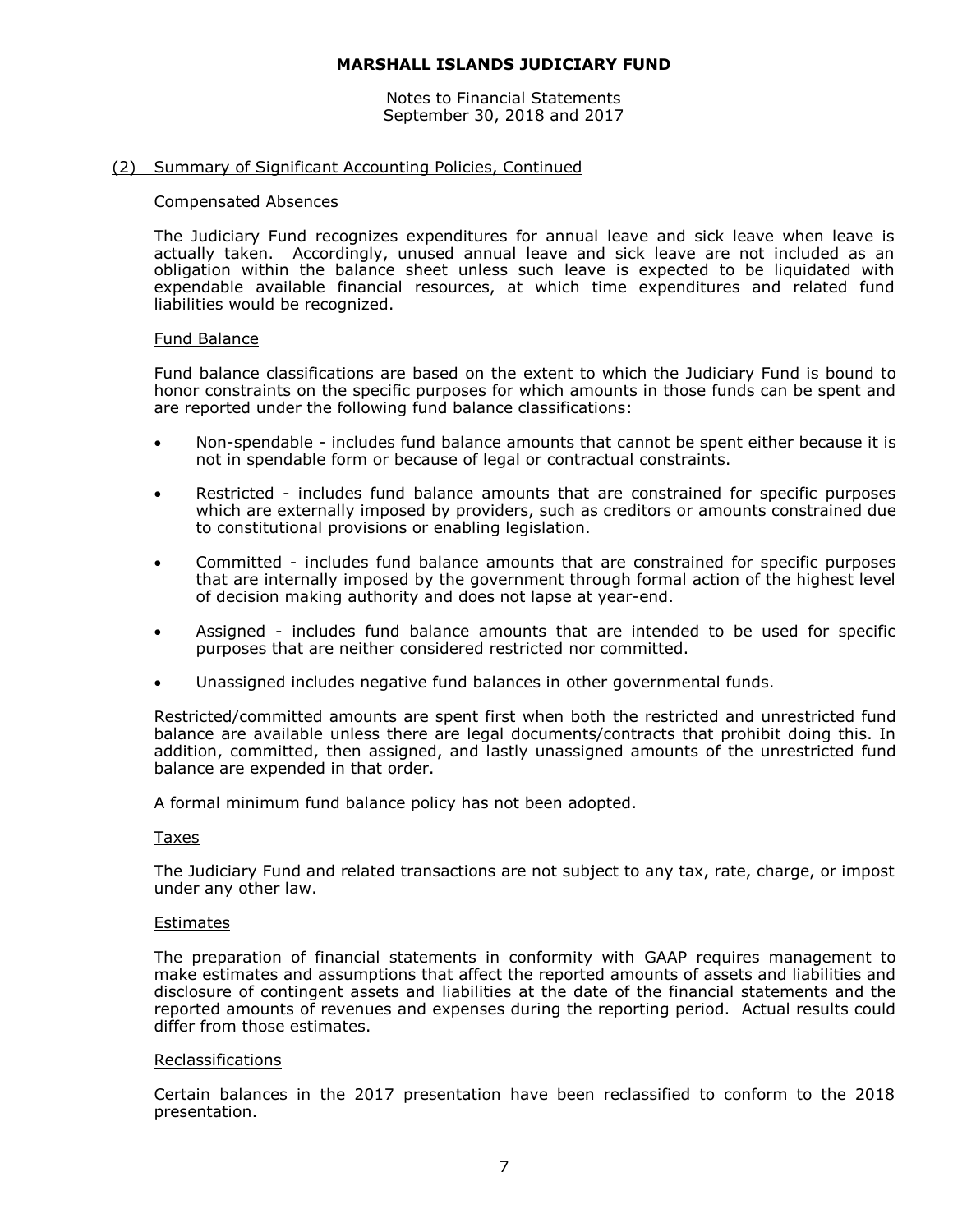## (2) Summary of Significant Accounting Policies, Continued

### Compensated Absences

The Judiciary Fund recognizes expenditures for annual leave and sick leave when leave is actually taken. Accordingly, unused annual leave and sick leave are not included as an obligation within the balance sheet unless such leave is expected to be liquidated with expendable available financial resources, at which time expenditures and related fund liabilities would be recognized.

### Fund Balance

Fund balance classifications are based on the extent to which the Judiciary Fund is bound to honor constraints on the specific purposes for which amounts in those funds can be spent and are reported under the following fund balance classifications:

- Non-spendable - includes fund balance amounts that cannot be spent either because it is not in spendable form or because of legal or contractual constraints.
- Restricted - includes fund balance amounts that are constrained for specific purposes which are externally imposed by providers, such as creditors or amounts constrained due to constitutional provisions or enabling legislation.
- Committed - includes fund balance amounts that are constrained for specific purposes that are internally imposed by the government through formal action of the highest level of decision making authority and does not lapse at year-end.
- Assigned - includes fund balance amounts that are intended to be used for specific purposes that are neither considered restricted nor committed.
- Unassigned includes negative fund balances in other governmental funds.

Restricted/committed amounts are spent first when both the restricted and unrestricted fund balance are available unless there are legal documents/contracts that prohibit doing this. In addition, committed, then assigned, and lastly unassigned amounts of the unrestricted fund balance are expended in that order.

A formal minimum fund balance policy has not been adopted.

### Taxes

The Judiciary Fund and related transactions are not subject to any tax, rate, charge, or impost under any other law.

### Estimates

The preparation of financial statements in conformity with GAAP requires management to make estimates and assumptions that affect the reported amounts of assets and liabilities and disclosure of contingent assets and liabilities at the date of the financial statements and the reported amounts of revenues and expenses during the reporting period. Actual results could differ from those estimates.

### Reclassifications

Certain balances in the 2017 presentation have been reclassified to conform to the 2018 presentation.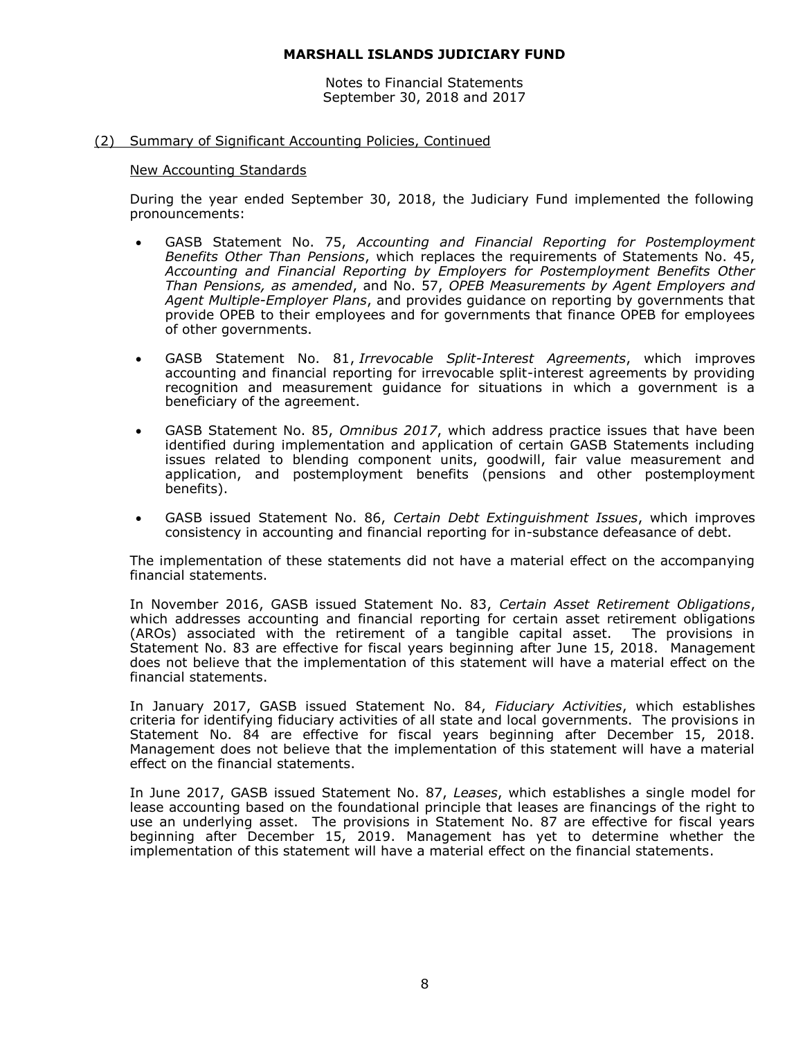## (2) Summary of Significant Accounting Policies, Continued

### New Accounting Standards

During the year ended September 30, 2018, the Judiciary Fund implemented the following pronouncements:

- GASB Statement No. 75, *Accounting and Financial Reporting for Postemployment Benefits Other Than Pensions*, which replaces the requirements of Statements No. 45, *Accounting and Financial Reporting by Employers for Postemployment Benefits Other Than Pensions, as amended*, and No. 57, *OPEB Measurements by Agent Employers and Agent Multiple-Employer Plans*, and provides guidance on reporting by governments that provide OPEB to their employees and for governments that finance OPEB for employees of other governments.

- GASB Statement No. 81, *Irrevocable Split-Interest Agreements*, which improves accounting and financial reporting for irrevocable split-interest agreements by providing recognition and measurement guidance for situations in which a government is a beneficiary of the agreement.

- GASB Statement No. 85, *Omnibus 2017*, which address practice issues that have been identified during implementation and application of certain GASB Statements including issues related to blending component units, goodwill, fair value measurement and application, and postemployment benefits (pensions and other postemployment benefits).

- GASB issued Statement No. 86, *Certain Debt Extinguishment Issues*, which improves consistency in accounting and financial reporting for in-substance defeasance of debt.

The implementation of these statements did not have a material effect on the accompanying financial statements.

In November 2016, GASB issued Statement No. 83, *Certain Asset Retirement Obligations*, which addresses accounting and financial reporting for certain asset retirement obligations (AROs) associated with the retirement of a tangible capital asset. The provisions in Statement No. 83 are effective for fiscal years beginning after June 15, 2018. Management does not believe that the implementation of this statement will have a material effect on the financial statements.

In January 2017, GASB issued Statement No. 84, *Fiduciary Activities*, which establishes criteria for identifying fiduciary activities of all state and local governments. The provisions in Statement No. 84 are effective for fiscal years beginning after December 15, 2018. Management does not believe that the implementation of this statement will have a material effect on the financial statements.

In June 2017, GASB issued Statement No. 87, *Leases*, which establishes a single model for lease accounting based on the foundational principle that leases are financings of the right to use an underlying asset. The provisions in Statement No. 87 are effective for fiscal years beginning after December 15, 2019. Management has yet to determine whether the implementation of this statement will have a material effect on the financial statements.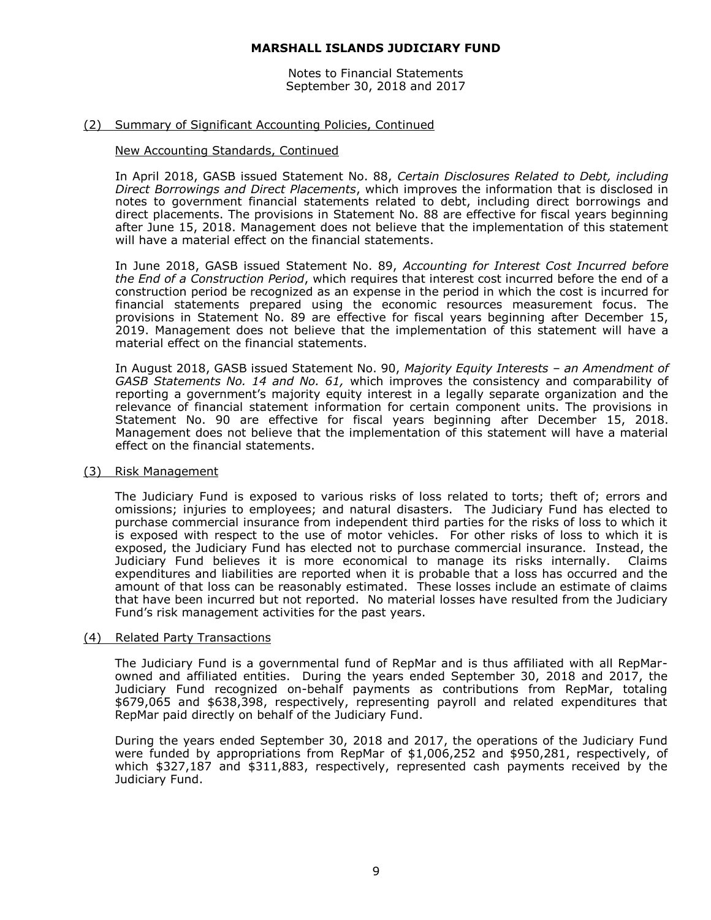# MARSHALL ISLANDS JUDICIARY FUND

Notes to Financial Statements
September 30, 2018 and 2017

## (2) Summary of Significant Accounting Policies, Continued

### New Accounting Standards, Continued

In April 2018, GASB issued Statement No. 88, *Certain Disclosures Related to Debt, including Direct Borrowings and Direct Placements*, which improves the information that is disclosed in notes to government financial statements related to debt, including direct borrowings and direct placements. The provisions in Statement No. 88 are effective for fiscal years beginning after June 15, 2018. Management does not believe that the implementation of this statement will have a material effect on the financial statements.

In June 2018, GASB issued Statement No. 89, *Accounting for Interest Cost Incurred before the End of a Construction Period*, which requires that interest cost incurred before the end of a construction period be recognized as an expense in the period in which the cost is incurred for financial statements prepared using the economic resources measurement focus. The provisions in Statement No. 89 are effective for fiscal years beginning after December 15, 2019. Management does not believe that the implementation of this statement will have a material effect on the financial statements.

In August 2018, GASB issued Statement No. 90, *Majority Equity Interests – an Amendment of GASB Statements No. 14 and No. 61,* which improves the consistency and comparability of reporting a government's majority equity interest in a legally separate organization and the relevance of financial statement information for certain component units. The provisions in Statement No. 90 are effective for fiscal years beginning after December 15, 2018. Management does not believe that the implementation of this statement will have a material effect on the financial statements.

## (3) Risk Management

The Judiciary Fund is exposed to various risks of loss related to torts; theft of; errors and omissions; injuries to employees; and natural disasters. The Judiciary Fund has elected to purchase commercial insurance from independent third parties for the risks of loss to which it is exposed with respect to the use of motor vehicles. For other risks of loss to which it is exposed, the Judiciary Fund has elected not to purchase commercial insurance. Instead, the Judiciary Fund believes it is more economical to manage its risks internally. Claims expenditures and liabilities are reported when it is probable that a loss has occurred and the amount of that loss can be reasonably estimated. These losses include an estimate of claims that have been incurred but not reported. No material losses have resulted from the Judiciary Fund's risk management activities for the past years.

## (4) Related Party Transactions

The Judiciary Fund is a governmental fund of RepMar and is thus affiliated with all RepMar-owned and affiliated entities. During the years ended September 30, 2018 and 2017, the Judiciary Fund recognized on-behalf payments as contributions from RepMar, totaling $679,065 and $638,398, respectively, representing payroll and related expenditures that RepMar paid directly on behalf of the Judiciary Fund.

During the years ended September 30, 2018 and 2017, the operations of the Judiciary Fund were funded by appropriations from RepMar of $1,006,252 and $950,281, respectively, of which $327,187 and $311,883, respectively, represented cash payments received by the Judiciary Fund.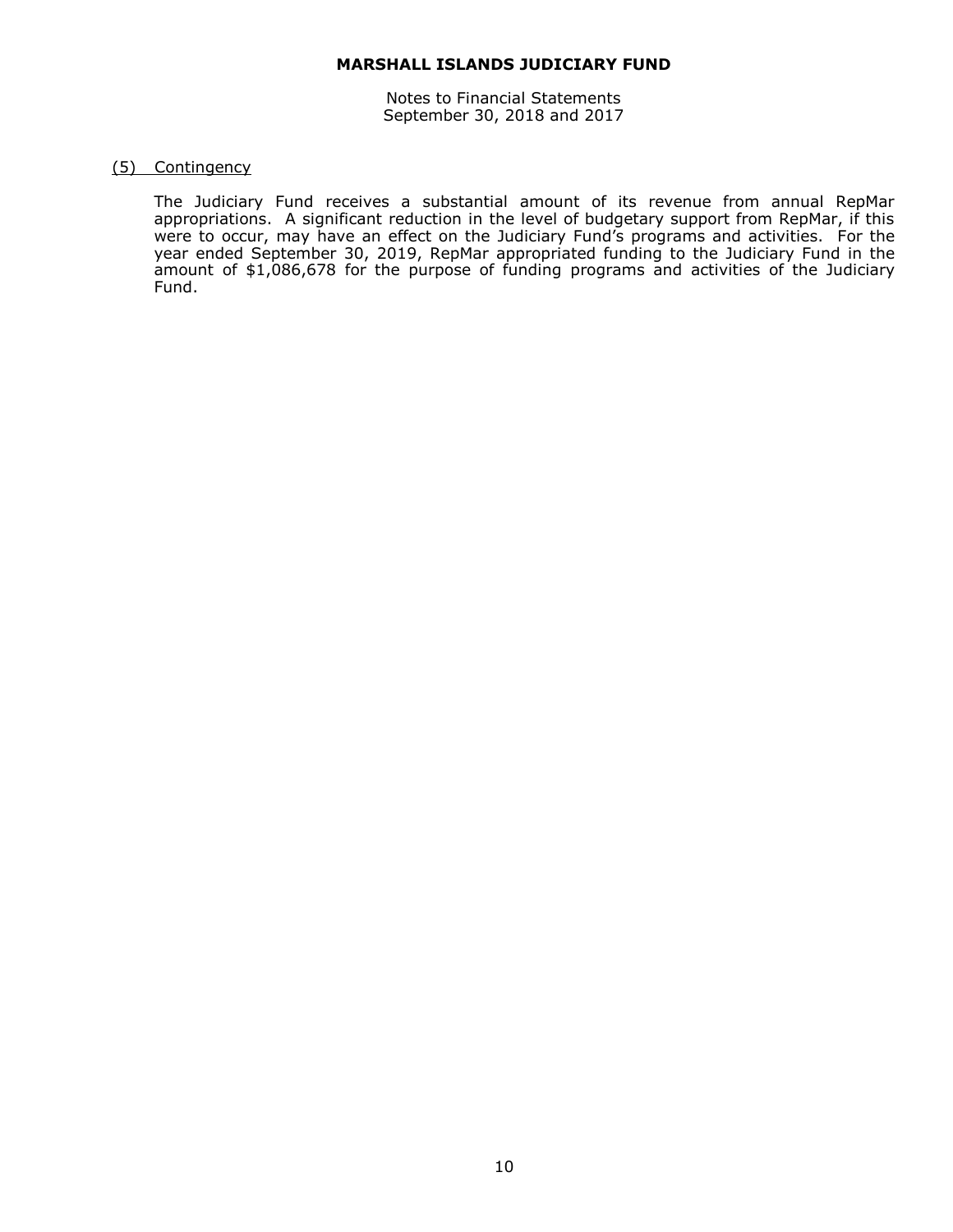# MARSHALL ISLANDS JUDICIARY FUND

Notes to Financial Statements
September 30, 2018 and 2017

## (5) Contingency

The Judiciary Fund receives a substantial amount of its revenue from annual RepMar appropriations. A significant reduction in the level of budgetary support from RepMar, if this were to occur, may have an effect on the Judiciary Fund's programs and activities. For the year ended September 30, 2019, RepMar appropriated funding to the Judiciary Fund in the amount of $1,086,678 for the purpose of funding programs and activities of the Judiciary Fund.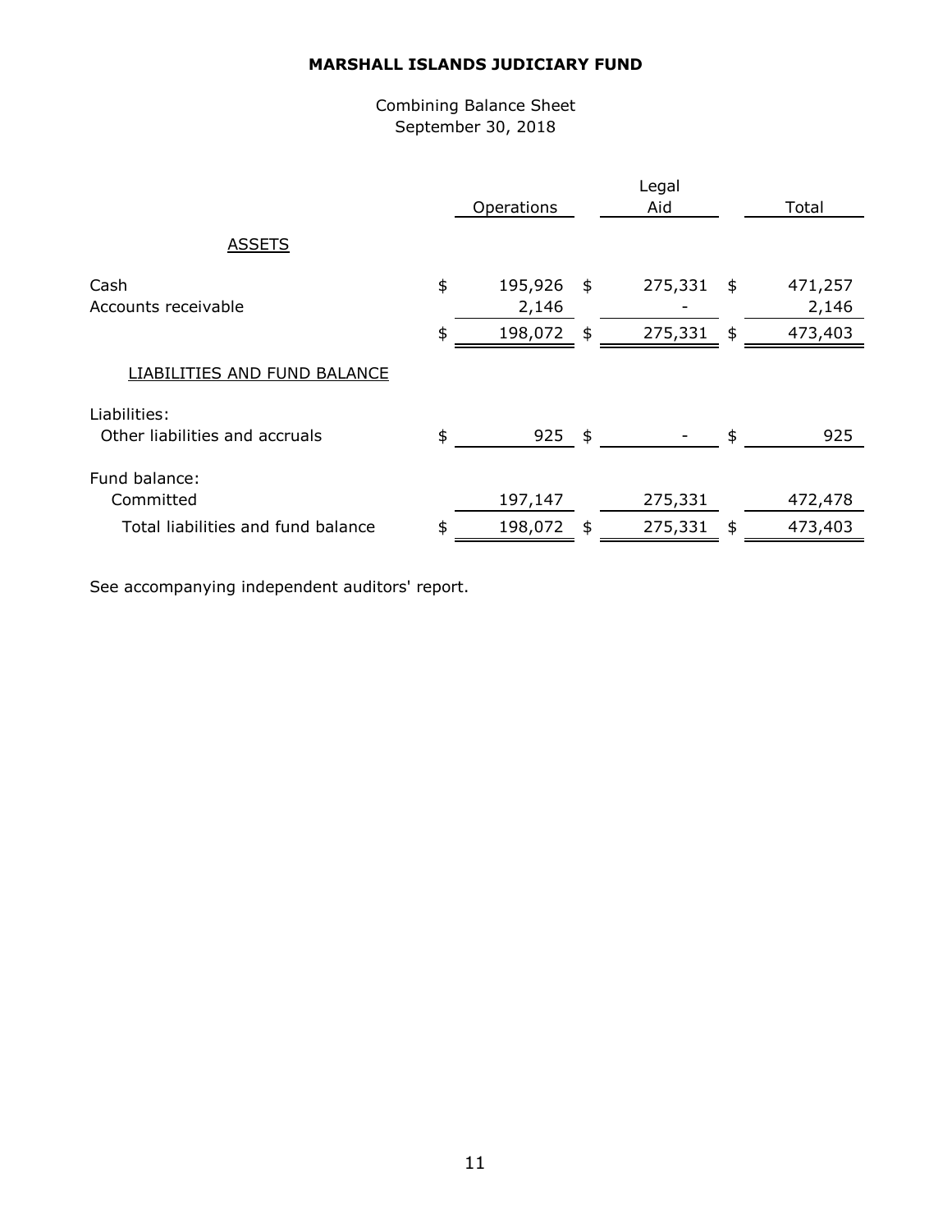# MARSHALL ISLANDS JUDICIARY FUND

Combining Balance Sheet
September 30, 2018

| | Operations | Legal Aid | Total |
|---|---|---|---|
| **ASSETS** | | | |
| Cash | $ 195,926 | $ 275,331 | $ 471,257 |
| Accounts receivable | 2,146 | - | 2,146 |
| | $ 198,072 | $ 275,331 | $ 473,403 |
| **LIABILITIES AND FUND BALANCE** | | | |
| Liabilities: | | | |
| Other liabilities and accruals | $ 925 | $ - | $ 925 |
| Fund balance: | | | |
| Committed | 197,147 | 275,331 | 472,478 |
| Total liabilities and fund balance | $ 198,072 | $ 275,331 | $ 473,403 |

See accompanying independent auditors' report.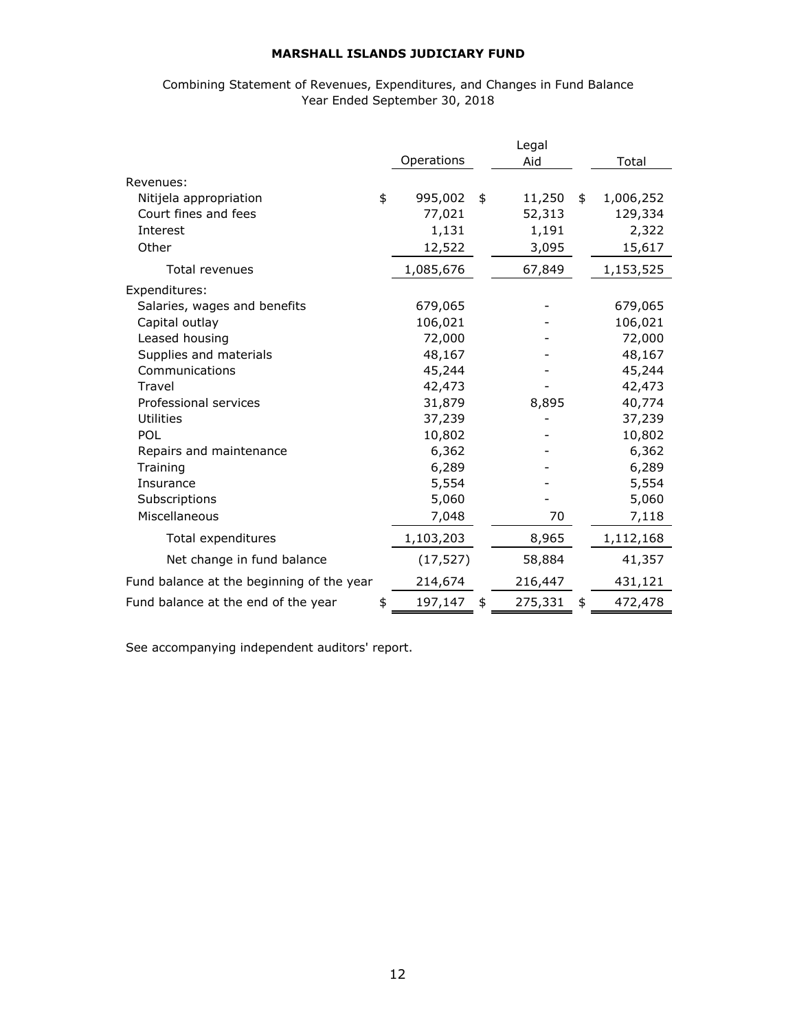**MARSHALL ISLANDS JUDICIARY FUND**

Combining Statement of Revenues, Expenditures, and Changes in Fund Balance
Year Ended September 30, 2018

| | Operations | Legal Aid | Total |
|---|---|---|---|
| Revenues: | | | |
| Nitijela appropriation | $ 995,002 | $ 11,250 | $ 1,006,252 |
| Court fines and fees | 77,021 | 52,313 | 129,334 |
| Interest | 1,131 | 1,191 | 2,322 |
| Other | 12,522 | 3,095 | 15,617 |
| Total revenues | 1,085,676 | 67,849 | 1,153,525 |
| Expenditures: | | | |
| Salaries, wages and benefits | 679,065 | - | 679,065 |
| Capital outlay | 106,021 | - | 106,021 |
| Leased housing | 72,000 | - | 72,000 |
| Supplies and materials | 48,167 | - | 48,167 |
| Communications | 45,244 | - | 45,244 |
| Travel | 42,473 | - | 42,473 |
| Professional services | 31,879 | 8,895 | 40,774 |
| Utilities | 37,239 | - | 37,239 |
| POL | 10,802 | - | 10,802 |
| Repairs and maintenance | 6,362 | - | 6,362 |
| Training | 6,289 | - | 6,289 |
| Insurance | 5,554 | - | 5,554 |
| Subscriptions | 5,060 | - | 5,060 |
| Miscellaneous | 7,048 | 70 | 7,118 |
| Total expenditures | 1,103,203 | 8,965 | 1,112,168 |
| Net change in fund balance | (17,527) | 58,884 | 41,357 |
| Fund balance at the beginning of the year | 214,674 | 216,447 | 431,121 |
| Fund balance at the end of the year | $ 197,147 | $ 275,331 | $ 472,478 |

See accompanying independent auditors' report.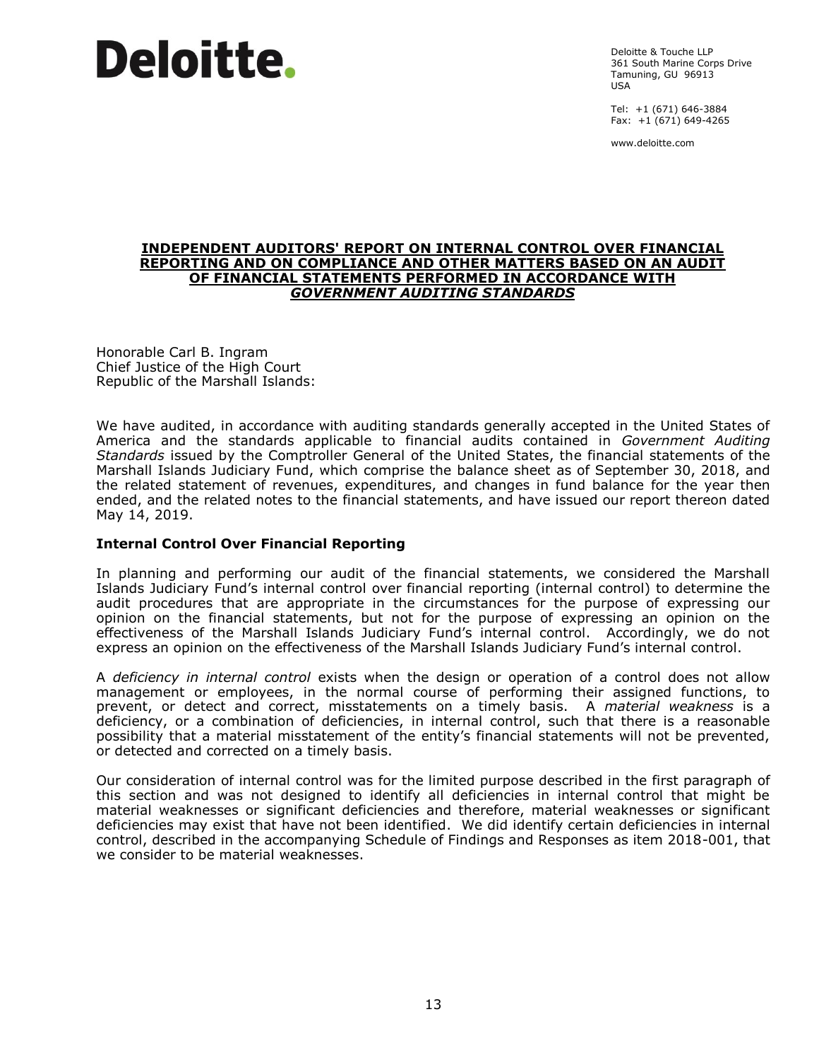**Deloitte.**

Deloitte & Touche LLP
361 South Marine Corps Drive
Tamuning, GU 96913
USA

Tel: +1 (671) 646-3884
Fax: +1 (671) 649-4265

www.deloitte.com

# INDEPENDENT AUDITORS' REPORT ON INTERNAL CONTROL OVER FINANCIAL REPORTING AND ON COMPLIANCE AND OTHER MATTERS BASED ON AN AUDIT OF FINANCIAL STATEMENTS PERFORMED IN ACCORDANCE WITH *GOVERNMENT AUDITING STANDARDS*

Honorable Carl B. Ingram
Chief Justice of the High Court
Republic of the Marshall Islands:

We have audited, in accordance with auditing standards generally accepted in the United States of America and the standards applicable to financial audits contained in *Government Auditing Standards* issued by the Comptroller General of the United States, the financial statements of the Marshall Islands Judiciary Fund, which comprise the balance sheet as of September 30, 2018, and the related statement of revenues, expenditures, and changes in fund balance for the year then ended, and the related notes to the financial statements, and have issued our report thereon dated May 14, 2019.

## Internal Control Over Financial Reporting

In planning and performing our audit of the financial statements, we considered the Marshall Islands Judiciary Fund's internal control over financial reporting (internal control) to determine the audit procedures that are appropriate in the circumstances for the purpose of expressing our opinion on the financial statements, but not for the purpose of expressing an opinion on the effectiveness of the Marshall Islands Judiciary Fund's internal control. Accordingly, we do not express an opinion on the effectiveness of the Marshall Islands Judiciary Fund's internal control.

A *deficiency in internal control* exists when the design or operation of a control does not allow management or employees, in the normal course of performing their assigned functions, to prevent, or detect and correct, misstatements on a timely basis. A *material weakness* is a deficiency, or a combination of deficiencies, in internal control, such that there is a reasonable possibility that a material misstatement of the entity's financial statements will not be prevented, or detected and corrected on a timely basis.

Our consideration of internal control was for the limited purpose described in the first paragraph of this section and was not designed to identify all deficiencies in internal control that might be material weaknesses or significant deficiencies and therefore, material weaknesses or significant deficiencies may exist that have not been identified. We did identify certain deficiencies in internal control, described in the accompanying Schedule of Findings and Responses as item 2018-001, that we consider to be material weaknesses.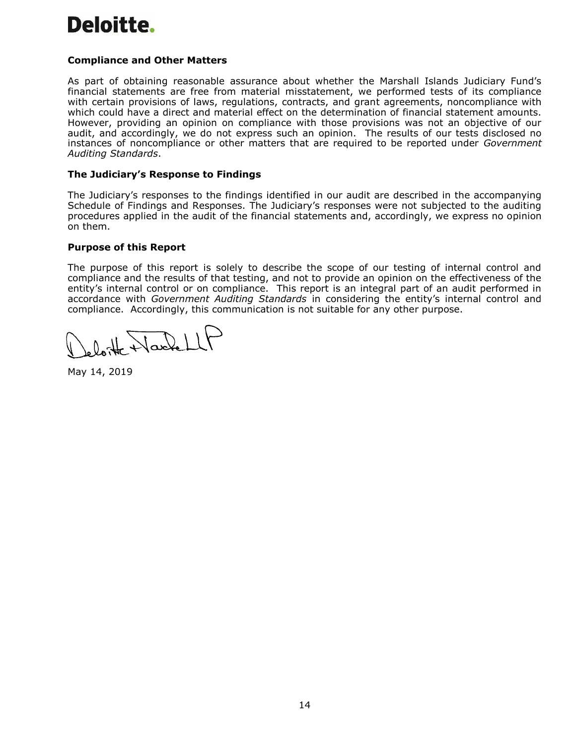**Deloitte.**

### Compliance and Other Matters

As part of obtaining reasonable assurance about whether the Marshall Islands Judiciary Fund's financial statements are free from material misstatement, we performed tests of its compliance with certain provisions of laws, regulations, contracts, and grant agreements, noncompliance with which could have a direct and material effect on the determination of financial statement amounts. However, providing an opinion on compliance with those provisions was not an objective of our audit, and accordingly, we do not express such an opinion. The results of our tests disclosed no instances of noncompliance or other matters that are required to be reported under *Government Auditing Standards*.

### The Judiciary's Response to Findings

The Judiciary's responses to the findings identified in our audit are described in the accompanying Schedule of Findings and Responses. The Judiciary's responses were not subjected to the auditing procedures applied in the audit of the financial statements and, accordingly, we express no opinion on them.

### Purpose of this Report

The purpose of this report is solely to describe the scope of our testing of internal control and compliance and the results of that testing, and not to provide an opinion on the effectiveness of the entity's internal control or on compliance. This report is an integral part of an audit performed in accordance with *Government Auditing Standards* in considering the entity's internal control and compliance. Accordingly, this communication is not suitable for any other purpose.

Deloitte + Touche LLP

May 14, 2019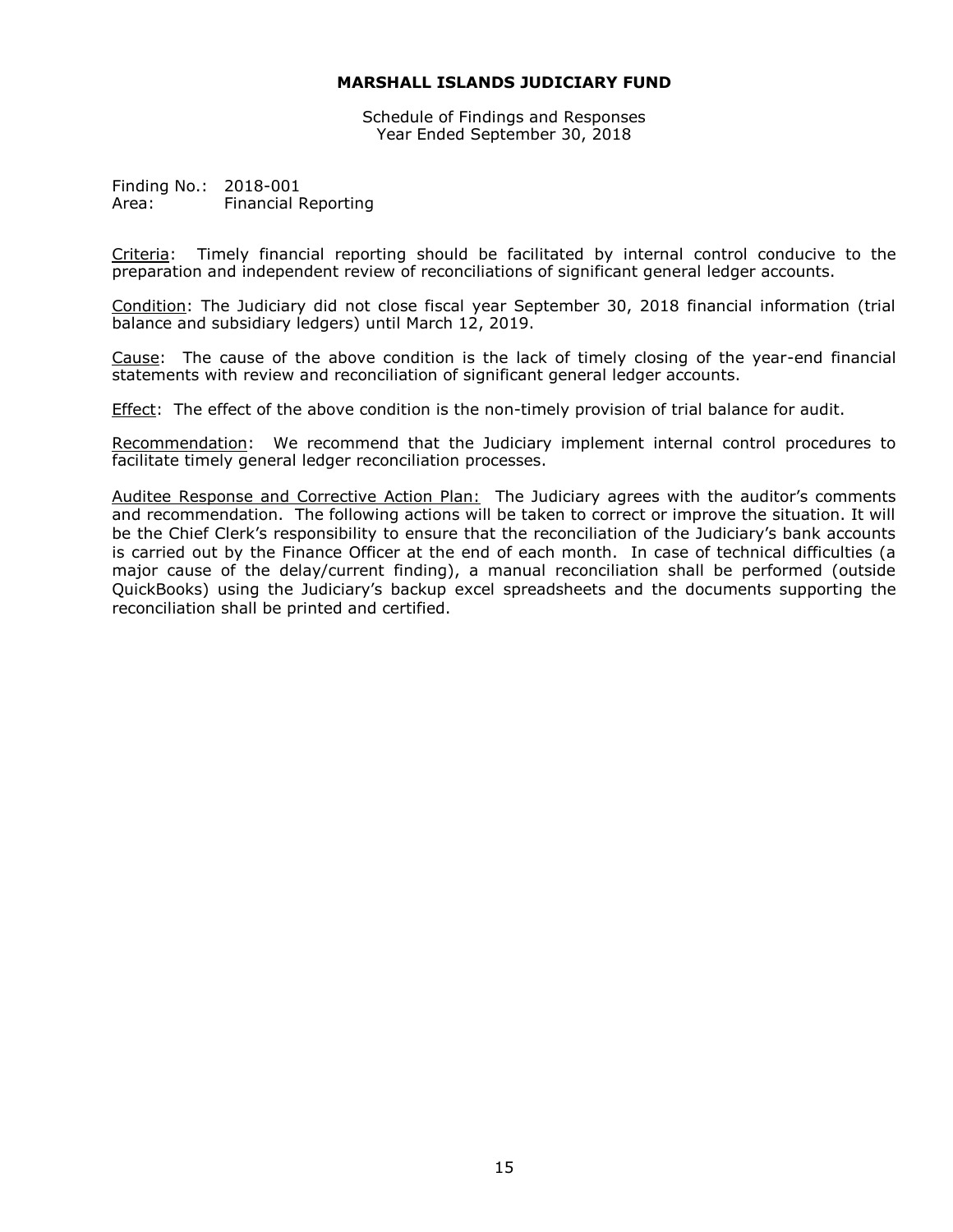# MARSHALL ISLANDS JUDICIARY FUND

Schedule of Findings and Responses
Year Ended September 30, 2018

Finding No.: 2018-001
Area: Financial Reporting

Criteria: Timely financial reporting should be facilitated by internal control conducive to the preparation and independent review of reconciliations of significant general ledger accounts.

Condition: The Judiciary did not close fiscal year September 30, 2018 financial information (trial balance and subsidiary ledgers) until March 12, 2019.

Cause: The cause of the above condition is the lack of timely closing of the year-end financial statements with review and reconciliation of significant general ledger accounts.

Effect: The effect of the above condition is the non-timely provision of trial balance for audit.

Recommendation: We recommend that the Judiciary implement internal control procedures to facilitate timely general ledger reconciliation processes.

Auditee Response and Corrective Action Plan: The Judiciary agrees with the auditor's comments and recommendation. The following actions will be taken to correct or improve the situation. It will be the Chief Clerk's responsibility to ensure that the reconciliation of the Judiciary's bank accounts is carried out by the Finance Officer at the end of each month. In case of technical difficulties (a major cause of the delay/current finding), a manual reconciliation shall be performed (outside QuickBooks) using the Judiciary's backup excel spreadsheets and the documents supporting the reconciliation shall be printed and certified.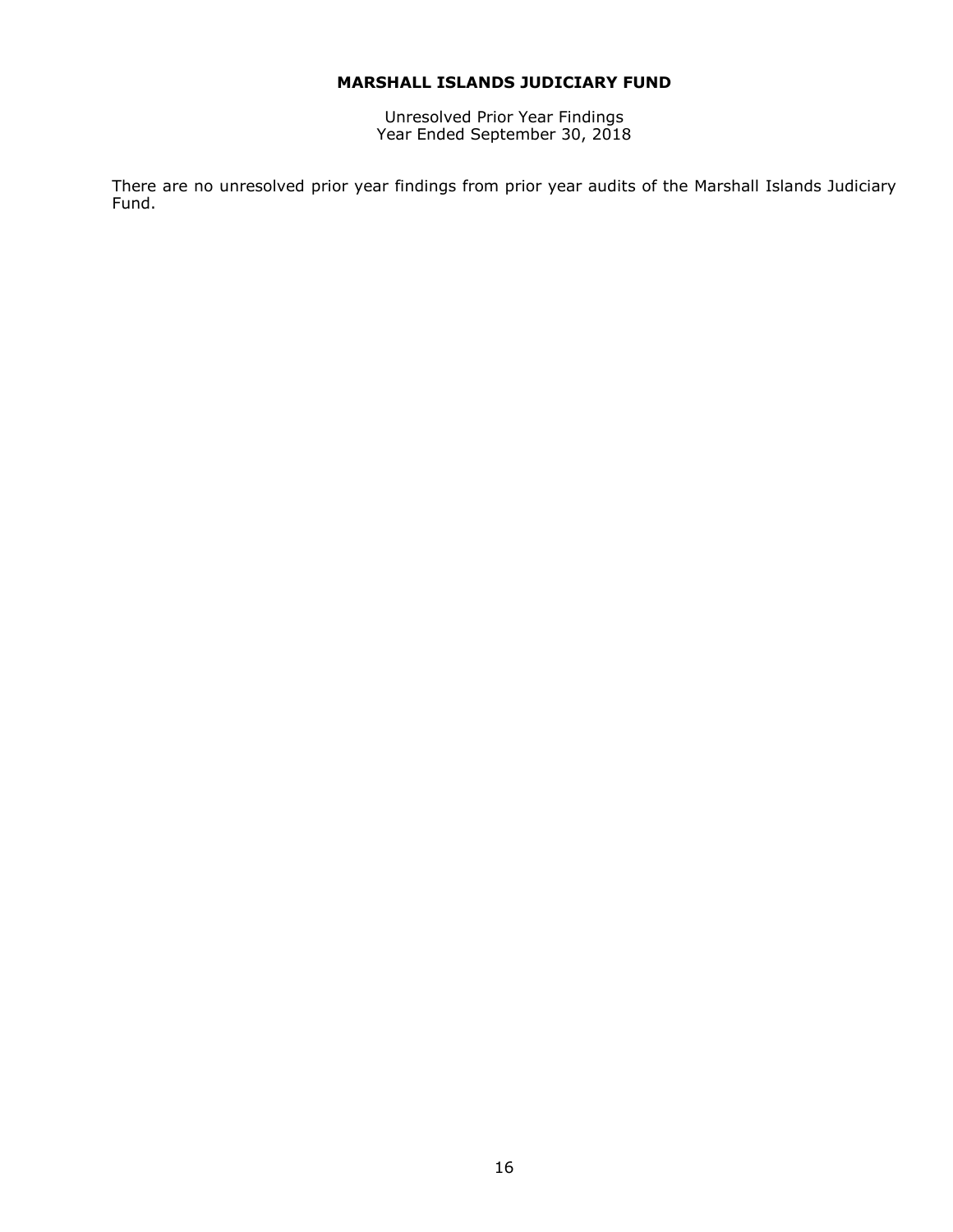# MARSHALL ISLANDS JUDICIARY FUND

Unresolved Prior Year Findings
Year Ended September 30, 2018

There are no unresolved prior year findings from prior year audits of the Marshall Islands Judiciary Fund.